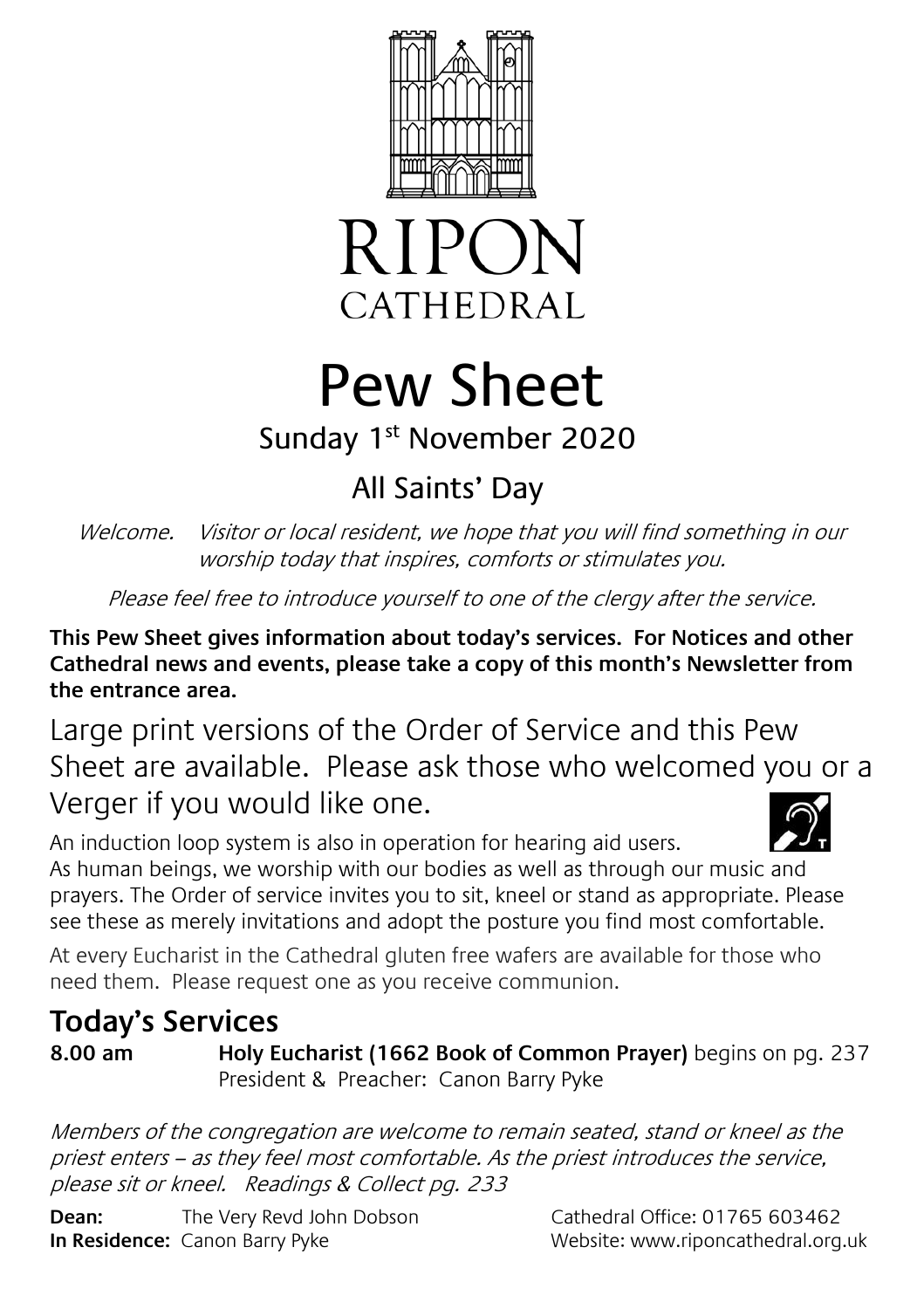RIPON
CATHEDRAL

# Pew Sheet

## Sunday 1st November 2020

## All Saints' Day

*Welcome. Visitor or local resident, we hope that you will find something in our worship today that inspires, comforts or stimulates you.*

*Please feel free to introduce yourself to one of the clergy after the service.*

**This Pew Sheet gives information about today's services. For Notices and other Cathedral news and events, please take a copy of this month's Newsletter from the entrance area.**

Large print versions of the Order of Service and this Pew Sheet are available. Please ask those who welcomed you or a Verger if you would like one.

An induction loop system is also in operation for hearing aid users.

As human beings, we worship with our bodies as well as through our music and prayers. The Order of service invites you to sit, kneel or stand as appropriate. Please see these as merely invitations and adopt the posture you find most comfortable.

At every Eucharist in the Cathedral gluten free wafers are available for those who need them. Please request one as you receive communion.

## Today's Services

**8.00 am** **Holy Eucharist (1662 Book of Common Prayer)** begins on pg. 237
President & Preacher: Canon Barry Pyke

*Members of the congregation are welcome to remain seated, stand or kneel as the priest enters – as they feel most comfortable. As the priest introduces the service, please sit or kneel. Readings & Collect pg. 233*

**Dean:** The Very Revd John Dobson
**In Residence:** Canon Barry Pyke

Cathedral Office: 01765 603462
Website: www.riponcathedral.org.uk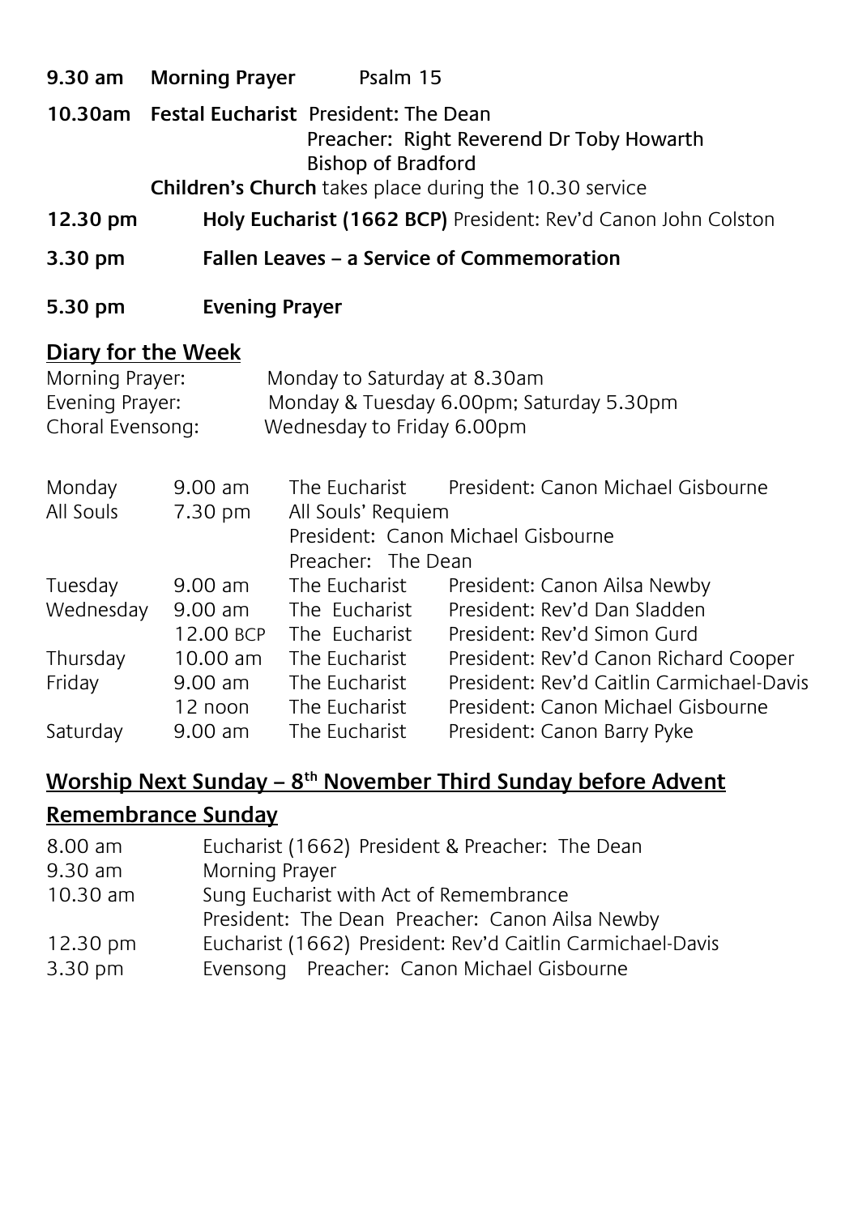**9.30 am** **Morning Prayer** Psalm 15

**10.30am** **Festal Eucharist** President: The Dean
Preacher: Right Reverend Dr Toby Howarth
Bishop of Bradford
**Children's Church** takes place during the 10.30 service

**12.30 pm** **Holy Eucharist (1662 BCP)** President: Rev'd Canon John Colston

**3.30 pm** **Fallen Leaves – a Service of Commemoration**

**5.30 pm** **Evening Prayer**

## Diary for the Week

| | |
|---|---|
| Morning Prayer: | Monday to Saturday at 8.30am |
| Evening Prayer: | Monday & Tuesday 6.00pm; Saturday 5.30pm |
| Choral Evensong: | Wednesday to Friday 6.00pm |

| | | | |
|---|---|---|---|
| Monday | 9.00 am | The Eucharist | President: Canon Michael Gisbourne |
| All Souls | 7.30 pm | All Souls' Requiem | |
| | | President: Canon Michael Gisbourne | |
| | | Preacher: The Dean | |
| Tuesday | 9.00 am | The Eucharist | President: Canon Ailsa Newby |
| Wednesday | 9.00 am | The Eucharist | President: Rev'd Dan Sladden |
| | 12.00 BCP | The Eucharist | President: Rev'd Simon Gurd |
| Thursday | 10.00 am | The Eucharist | President: Rev'd Canon Richard Cooper |
| Friday | 9.00 am | The Eucharist | President: Rev'd Caitlin Carmichael-Davis |
| | 12 noon | The Eucharist | President: Canon Michael Gisbourne |
| Saturday | 9.00 am | The Eucharist | President: Canon Barry Pyke |

## Worship Next Sunday – 8th November Third Sunday before Advent

## Remembrance Sunday

| | |
|---|---|
| 8.00 am | Eucharist (1662) President & Preacher: The Dean |
| 9.30 am | Morning Prayer |
| 10.30 am | Sung Eucharist with Act of Remembrance |
| | President: The Dean Preacher: Canon Ailsa Newby |
| 12.30 pm | Eucharist (1662) President: Rev'd Caitlin Carmichael-Davis |
| 3.30 pm | Evensong Preacher: Canon Michael Gisbourne |